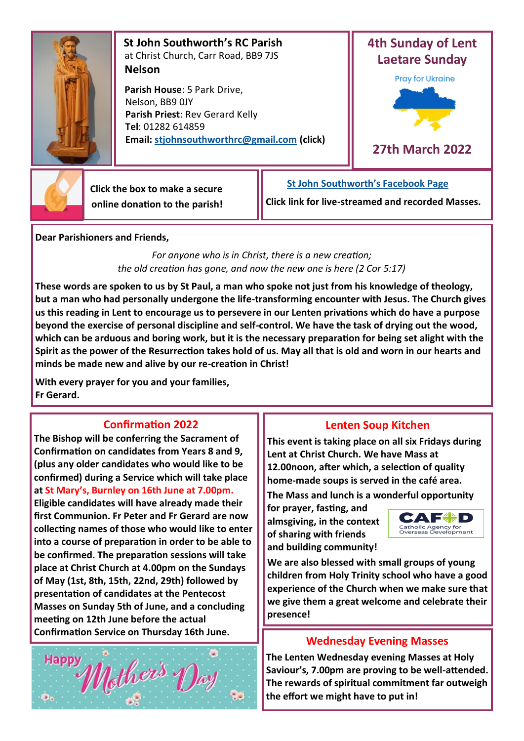## St John Southworth's RC Parish

at Christ Church, Carr Road, BB9 7JS

**Nelson**

**Parish House**: 5 Park Drive, Nelson, BB9 0JY
**Parish Priest**: Rev Gerard Kelly
**Tel**: 01282 614859
**Email: stjohnsouthworthrc@gmail.com (click)**

## 4th Sunday of Lent
## Laetare Sunday

Pray for Ukraine

**27th March 2022**

**Click the box to make a secure online donation to the parish!**

**St John Southworth's Facebook Page**

**Click link for live-streamed and recorded Masses.**

**Dear Parishioners and Friends,**

*For anyone who is in Christ, there is a new creation;*
*the old creation has gone, and now the new one is here (2 Cor 5:17)*

**These words are spoken to us by St Paul, a man who spoke not just from his knowledge of theology, but a man who had personally undergone the life-transforming encounter with Jesus. The Church gives us this reading in Lent to encourage us to persevere in our Lenten privations which do have a purpose beyond the exercise of personal discipline and self-control. We have the task of drying out the wood, which can be arduous and boring work, but it is the necessary preparation for being set alight with the Spirit as the power of the Resurrection takes hold of us. May all that is old and worn in our hearts and minds be made new and alive by our re-creation in Christ!**

**With every prayer for you and your families,**
**Fr Gerard.**

### Confirmation 2022

**The Bishop will be conferring the Sacrament of Confirmation on candidates from Years 8 and 9, (plus any older candidates who would like to be confirmed) during a Service which will take place at St Mary's, Burnley on 16th June at 7.00pm. Eligible candidates will have already made their first Communion. Fr Peter and Fr Gerard are now collecting names of those who would like to enter into a course of preparation in order to be able to be confirmed. The preparation sessions will take place at Christ Church at 4.00pm on the Sundays of May (1st, 8th, 15th, 22nd, 29th) followed by presentation of candidates at the Pentecost Masses on Sunday 5th of June, and a concluding meeting on 12th June before the actual Confirmation Service on Thursday 16th June.**

Happy Mother's Day

### Lenten Soup Kitchen

**This event is taking place on all six Fridays during Lent at Christ Church. We have Mass at 12.00noon, after which, a selection of quality home-made soups is served in the café area.**

**The Mass and lunch is a wonderful opportunity for prayer, fasting, and almsgiving, in the context of sharing with friends and building community!**

CAFOD Catholic Agency for Overseas Development

**We are also blessed with small groups of young children from Holy Trinity school who have a good experience of the Church when we make sure that we give them a great welcome and celebrate their presence!**

### Wednesday Evening Masses

**The Lenten Wednesday evening Masses at Holy Saviour's, 7.00pm are proving to be well-attended. The rewards of spiritual commitment far outweigh the effort we might have to put in!**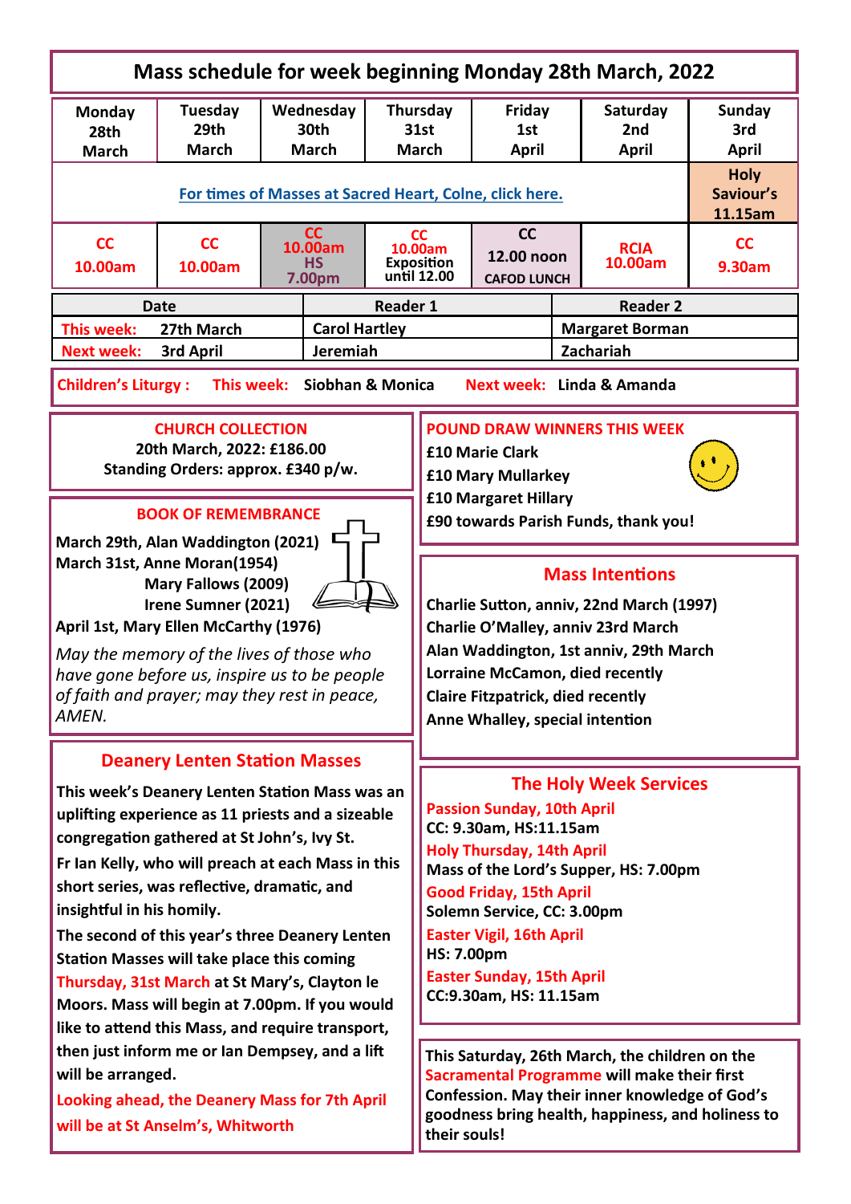# Mass schedule for week beginning Monday 28th March, 2022

| Monday 28th March | Tuesday 29th March | Wednesday 30th March | Thursday 31st March | Friday 1st April | Saturday 2nd April | Sunday 3rd April |
|---|---|---|---|---|---|---|
| For times of Masses at Sacred Heart, Colne, click here. | | | | | | Holy Saviour's 11.15am |
| CC 10.00am | CC 10.00am | CC 10.00am HS 7.00pm | CC 10.00am Exposition until 12.00 | CC 12.00 noon CAFOD LUNCH | RCIA 10.00am | CC 9.30am |

| Date | | Reader 1 | Reader 2 |
|---|---|---|---|
| This week: | 27th March | Carol Hartley | Margaret Borman |
| Next week: | 3rd April | Jeremiah | Zachariah |

**Children's Liturgy :** This week: Siobhan & Monica Next week: Linda & Amanda

## CHURCH COLLECTION

20th March, 2022: £186.00
Standing Orders: approx. £340 p/w.

## BOOK OF REMEMBRANCE

March 29th, Alan Waddington (2021)
March 31st, Anne Moran(1954)
Mary Fallows (2009)
Irene Sumner (2021)
April 1st, Mary Ellen McCarthy (1976)

*May the memory of the lives of those who have gone before us, inspire us to be people of faith and prayer; may they rest in peace, AMEN.*

## Deanery Lenten Station Masses

This week's Deanery Lenten Station Mass was an uplifting experience as 11 priests and a sizeable congregation gathered at St John's, Ivy St.

Fr Ian Kelly, who will preach at each Mass in this short series, was reflective, dramatic, and insightful in his homily.

The second of this year's three Deanery Lenten Station Masses will take place this coming Thursday, 31st March at St Mary's, Clayton le Moors. Mass will begin at 7.00pm. If you would like to attend this Mass, and require transport, then just inform me or Ian Dempsey, and a lift will be arranged.

Looking ahead, the Deanery Mass for 7th April will be at St Anselm's, Whitworth

## POUND DRAW WINNERS THIS WEEK

£10 Marie Clark
£10 Mary Mullarkey
£10 Margaret Hillary
£90 towards Parish Funds, thank you!

## Mass Intentions

Charlie Sutton, anniv, 22nd March (1997)
Charlie O'Malley, anniv 23rd March
Alan Waddington, 1st anniv, 29th March
Lorraine McCamon, died recently
Claire Fitzpatrick, died recently
Anne Whalley, special intention

## The Holy Week Services

Passion Sunday, 10th April
CC: 9.30am, HS:11.15am

Holy Thursday, 14th April
Mass of the Lord's Supper, HS: 7.00pm

Good Friday, 15th April
Solemn Service, CC: 3.00pm

Easter Vigil, 16th April
HS: 7.00pm

Easter Sunday, 15th April
CC:9.30am, HS: 11.15am

This Saturday, 26th March, the children on the Sacramental Programme will make their first Confession. May their inner knowledge of God's goodness bring health, happiness, and holiness to their souls!